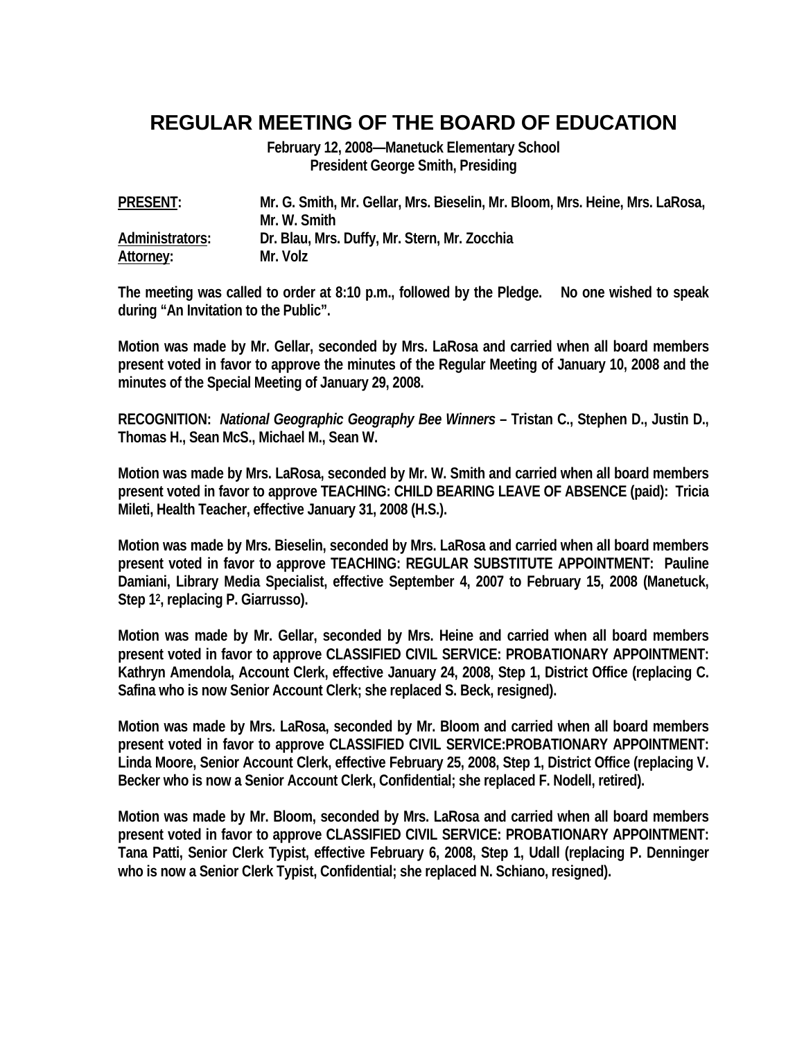# REGULAR MEETING OF THE BOARD OF EDUCATION

**February 12, 2008—Manetuck Elementary School**
**President George Smith, Presiding**

**PRESENT:** Mr. G. Smith, Mr. Gellar, Mrs. Bieselin, Mr. Bloom, Mrs. Heine, Mrs. LaRosa, Mr. W. Smith
**Administrators:** Dr. Blau, Mrs. Duffy, Mr. Stern, Mr. Zocchia
**Attorney:** Mr. Volz

The meeting was called to order at 8:10 p.m., followed by the Pledge. No one wished to speak during "An Invitation to the Public".

Motion was made by Mr. Gellar, seconded by Mrs. LaRosa and carried when all board members present voted in favor to approve the minutes of the Regular Meeting of January 10, 2008 and the minutes of the Special Meeting of January 29, 2008.

RECOGNITION: *National Geographic Geography Bee Winners* – Tristan C., Stephen D., Justin D., Thomas H., Sean McS., Michael M., Sean W.

Motion was made by Mrs. LaRosa, seconded by Mr. W. Smith and carried when all board members present voted in favor to approve TEACHING: CHILD BEARING LEAVE OF ABSENCE (paid): Tricia Mileti, Health Teacher, effective January 31, 2008 (H.S.).

Motion was made by Mrs. Bieselin, seconded by Mrs. LaRosa and carried when all board members present voted in favor to approve TEACHING: REGULAR SUBSTITUTE APPOINTMENT: Pauline Damiani, Library Media Specialist, effective September 4, 2007 to February 15, 2008 (Manetuck, Step $1^2$, replacing P. Giarrusso).

Motion was made by Mr. Gellar, seconded by Mrs. Heine and carried when all board members present voted in favor to approve CLASSIFIED CIVIL SERVICE: PROBATIONARY APPOINTMENT: Kathryn Amendola, Account Clerk, effective January 24, 2008, Step 1, District Office (replacing C. Safina who is now Senior Account Clerk; she replaced S. Beck, resigned).

Motion was made by Mrs. LaRosa, seconded by Mr. Bloom and carried when all board members present voted in favor to approve CLASSIFIED CIVIL SERVICE:PROBATIONARY APPOINTMENT: Linda Moore, Senior Account Clerk, effective February 25, 2008, Step 1, District Office (replacing V. Becker who is now a Senior Account Clerk, Confidential; she replaced F. Nodell, retired).

Motion was made by Mr. Bloom, seconded by Mrs. LaRosa and carried when all board members present voted in favor to approve CLASSIFIED CIVIL SERVICE: PROBATIONARY APPOINTMENT: Tana Patti, Senior Clerk Typist, effective February 6, 2008, Step 1, Udall (replacing P. Denninger who is now a Senior Clerk Typist, Confidential; she replaced N. Schiano, resigned).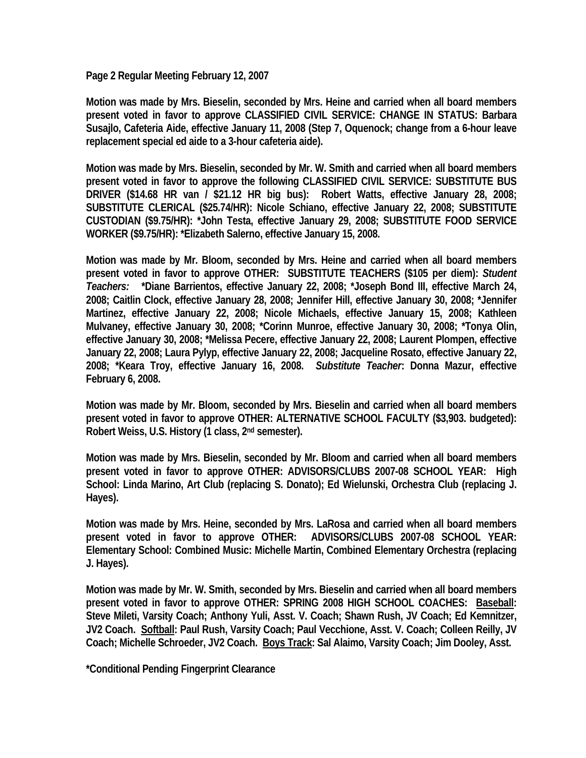**Page 2 Regular Meeting February 12, 2007**

**Motion was made by Mrs. Bieselin, seconded by Mrs. Heine and carried when all board members present voted in favor to approve CLASSIFIED CIVIL SERVICE: CHANGE IN STATUS: Barbara Susajlo, Cafeteria Aide, effective January 11, 2008 (Step 7, Oquenock; change from a 6-hour leave replacement special ed aide to a 3-hour cafeteria aide).**

**Motion was made by Mrs. Bieselin, seconded by Mr. W. Smith and carried when all board members present voted in favor to approve the following CLASSIFIED CIVIL SERVICE: SUBSTITUTE BUS DRIVER ($14.68 HR van / $21.12 HR big bus): Robert Watts, effective January 28, 2008; SUBSTITUTE CLERICAL ($25.74/HR): Nicole Schiano, effective January 22, 2008; SUBSTITUTE CUSTODIAN ($9.75/HR): *John Testa, effective January 29, 2008; SUBSTITUTE FOOD SERVICE WORKER ($9.75/HR): *Elizabeth Salerno, effective January 15, 2008.**

**Motion was made by Mr. Bloom, seconded by Mrs. Heine and carried when all board members present voted in favor to approve OTHER: SUBSTITUTE TEACHERS ($105 per diem): *Student Teachers:* *Diane Barrientos, effective January 22, 2008; *Joseph Bond III, effective March 24, 2008; Caitlin Clock, effective January 28, 2008; Jennifer Hill, effective January 30, 2008; *Jennifer Martinez, effective January 22, 2008; Nicole Michaels, effective January 15, 2008; Kathleen Mulvaney, effective January 30, 2008; *Corinn Munroe, effective January 30, 2008; *Tonya Olin, effective January 30, 2008; *Melissa Pecere, effective January 22, 2008; Laurent Plompen, effective January 22, 2008; Laura Pylyp, effective January 22, 2008; Jacqueline Rosato, effective January 22, 2008; *Keara Troy, effective January 16, 2008. *Substitute Teacher*: Donna Mazur, effective February 6, 2008.**

**Motion was made by Mr. Bloom, seconded by Mrs. Bieselin and carried when all board members present voted in favor to approve OTHER: ALTERNATIVE SCHOOL FACULTY ($3,903. budgeted): Robert Weiss, U.S. History (1 class, 2nd semester).**

**Motion was made by Mrs. Bieselin, seconded by Mr. Bloom and carried when all board members present voted in favor to approve OTHER: ADVISORS/CLUBS 2007-08 SCHOOL YEAR: High School: Linda Marino, Art Club (replacing S. Donato); Ed Wielunski, Orchestra Club (replacing J. Hayes).**

**Motion was made by Mrs. Heine, seconded by Mrs. LaRosa and carried when all board members present voted in favor to approve OTHER: ADVISORS/CLUBS 2007-08 SCHOOL YEAR: Elementary School: Combined Music: Michelle Martin, Combined Elementary Orchestra (replacing J. Hayes).**

**Motion was made by Mr. W. Smith, seconded by Mrs. Bieselin and carried when all board members present voted in favor to approve OTHER: SPRING 2008 HIGH SCHOOL COACHES: Baseball: Steve Mileti, Varsity Coach; Anthony Yuli, Asst. V. Coach; Shawn Rush, JV Coach; Ed Kemnitzer, JV2 Coach. Softball: Paul Rush, Varsity Coach; Paul Vecchione, Asst. V. Coach; Colleen Reilly, JV Coach; Michelle Schroeder, JV2 Coach. Boys Track: Sal Alaimo, Varsity Coach; Jim Dooley, Asst.**

**\*Conditional Pending Fingerprint Clearance**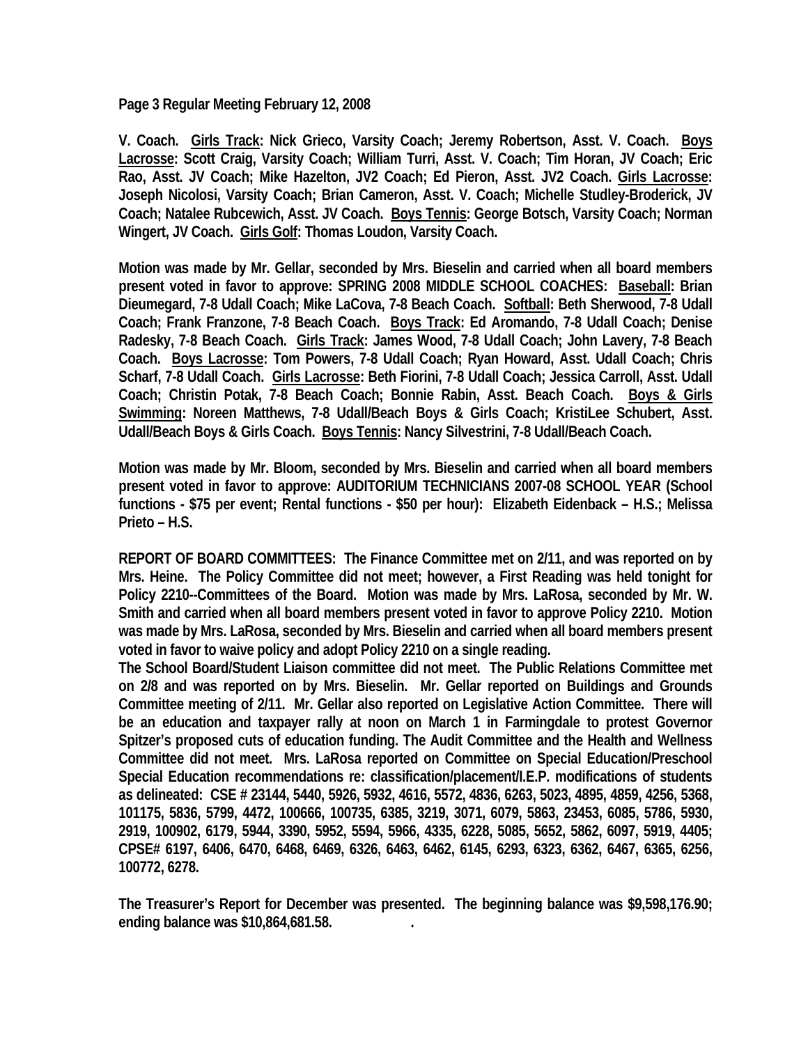**Page 3 Regular Meeting February 12, 2008**

**V. Coach. Girls Track: Nick Grieco, Varsity Coach; Jeremy Robertson, Asst. V. Coach. Boys Lacrosse: Scott Craig, Varsity Coach; William Turri, Asst. V. Coach; Tim Horan, JV Coach; Eric Rao, Asst. JV Coach; Mike Hazelton, JV2 Coach; Ed Pieron, Asst. JV2 Coach. Girls Lacrosse: Joseph Nicolosi, Varsity Coach; Brian Cameron, Asst. V. Coach; Michelle Studley-Broderick, JV Coach; Natalee Rubcewich, Asst. JV Coach. Boys Tennis: George Botsch, Varsity Coach; Norman Wingert, JV Coach. Girls Golf: Thomas Loudon, Varsity Coach.**

**Motion was made by Mr. Gellar, seconded by Mrs. Bieselin and carried when all board members present voted in favor to approve: SPRING 2008 MIDDLE SCHOOL COACHES: Baseball: Brian Dieumegard, 7-8 Udall Coach; Mike LaCova, 7-8 Beach Coach. Softball: Beth Sherwood, 7-8 Udall Coach; Frank Franzone, 7-8 Beach Coach. Boys Track: Ed Aromando, 7-8 Udall Coach; Denise Radesky, 7-8 Beach Coach. Girls Track: James Wood, 7-8 Udall Coach; John Lavery, 7-8 Beach Coach. Boys Lacrosse: Tom Powers, 7-8 Udall Coach; Ryan Howard, Asst. Udall Coach; Chris Scharf, 7-8 Udall Coach. Girls Lacrosse: Beth Fiorini, 7-8 Udall Coach; Jessica Carroll, Asst. Udall Coach; Christin Potak, 7-8 Beach Coach; Bonnie Rabin, Asst. Beach Coach. Boys & Girls Swimming: Noreen Matthews, 7-8 Udall/Beach Boys & Girls Coach; KristiLee Schubert, Asst. Udall/Beach Boys & Girls Coach. Boys Tennis: Nancy Silvestrini, 7-8 Udall/Beach Coach.**

**Motion was made by Mr. Bloom, seconded by Mrs. Bieselin and carried when all board members present voted in favor to approve: AUDITORIUM TECHNICIANS 2007-08 SCHOOL YEAR (School functions - $75 per event; Rental functions - $50 per hour): Elizabeth Eidenback – H.S.; Melissa Prieto – H.S.**

**REPORT OF BOARD COMMITTEES: The Finance Committee met on 2/11, and was reported on by Mrs. Heine. The Policy Committee did not meet; however, a First Reading was held tonight for Policy 2210--Committees of the Board. Motion was made by Mrs. LaRosa, seconded by Mr. W. Smith and carried when all board members present voted in favor to approve Policy 2210. Motion was made by Mrs. LaRosa, seconded by Mrs. Bieselin and carried when all board members present voted in favor to waive policy and adopt Policy 2210 on a single reading.**
**The School Board/Student Liaison committee did not meet. The Public Relations Committee met on 2/8 and was reported on by Mrs. Bieselin. Mr. Gellar reported on Buildings and Grounds Committee meeting of 2/11. Mr. Gellar also reported on Legislative Action Committee. There will be an education and taxpayer rally at noon on March 1 in Farmingdale to protest Governor Spitzer's proposed cuts of education funding. The Audit Committee and the Health and Wellness Committee did not meet. Mrs. LaRosa reported on Committee on Special Education/Preschool Special Education recommendations re: classification/placement/I.E.P. modifications of students as delineated: CSE # 23144, 5440, 5926, 5932, 4616, 5572, 4836, 6263, 5023, 4895, 4859, 4256, 5368, 101175, 5836, 5799, 4472, 100666, 100735, 6385, 3219, 3071, 6079, 5863, 23453, 6085, 5786, 5930, 2919, 100902, 6179, 5944, 3390, 5952, 5594, 5966, 4335, 6228, 5085, 5652, 5862, 6097, 5919, 4405; CPSE# 6197, 6406, 6470, 6468, 6469, 6326, 6463, 6462, 6145, 6293, 6323, 6362, 6467, 6365, 6256, 100772, 6278.**

**The Treasurer's Report for December was presented. The beginning balance was $9,598,176.90; ending balance was $10,864,681.58.**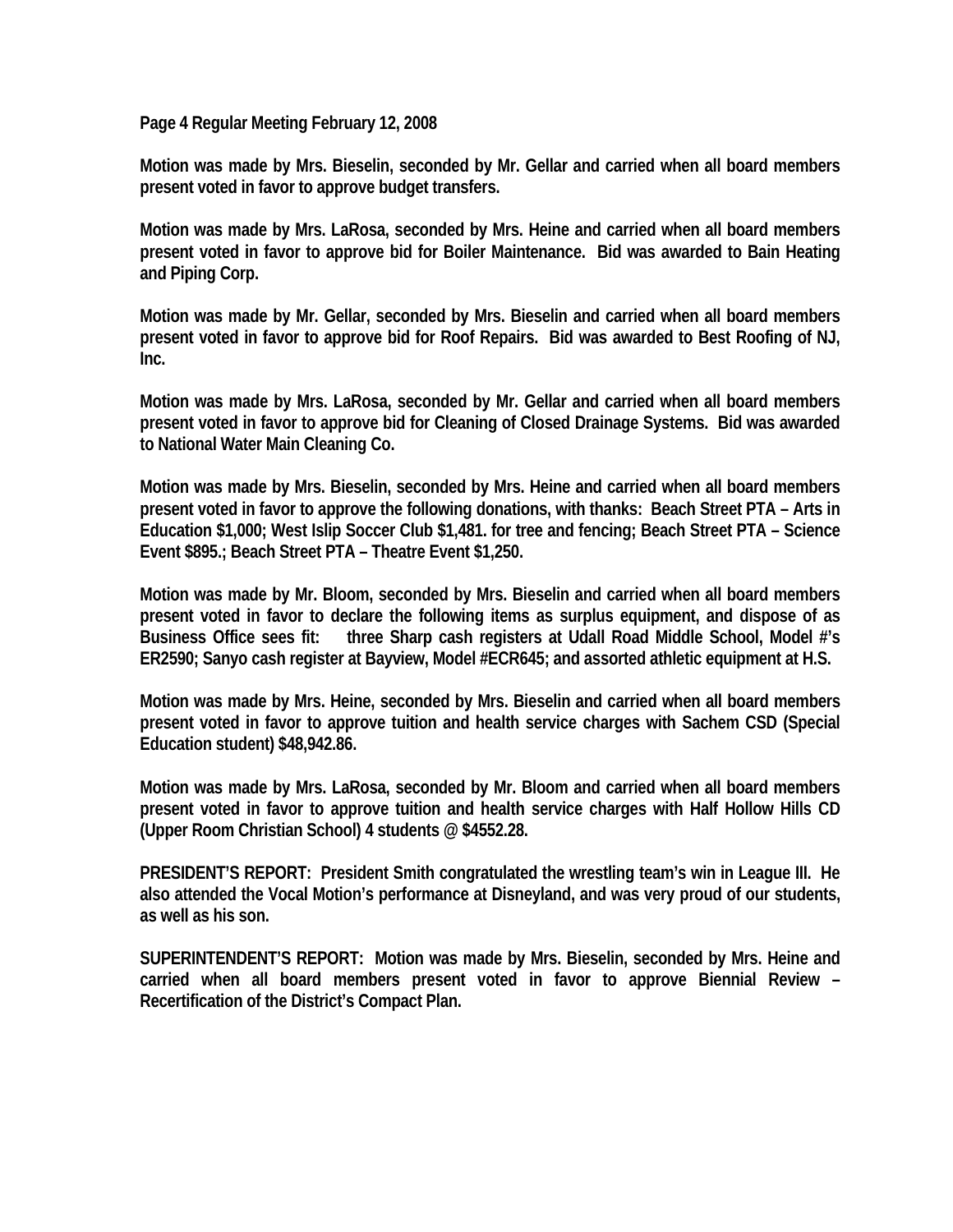**Page 4 Regular Meeting February 12, 2008**

**Motion was made by Mrs. Bieselin, seconded by Mr. Gellar and carried when all board members present voted in favor to approve budget transfers.**

**Motion was made by Mrs. LaRosa, seconded by Mrs. Heine and carried when all board members present voted in favor to approve bid for Boiler Maintenance. Bid was awarded to Bain Heating and Piping Corp.**

**Motion was made by Mr. Gellar, seconded by Mrs. Bieselin and carried when all board members present voted in favor to approve bid for Roof Repairs. Bid was awarded to Best Roofing of NJ, Inc.**

**Motion was made by Mrs. LaRosa, seconded by Mr. Gellar and carried when all board members present voted in favor to approve bid for Cleaning of Closed Drainage Systems. Bid was awarded to National Water Main Cleaning Co.**

**Motion was made by Mrs. Bieselin, seconded by Mrs. Heine and carried when all board members present voted in favor to approve the following donations, with thanks: Beach Street PTA – Arts in Education $1,000; West Islip Soccer Club $1,481. for tree and fencing; Beach Street PTA – Science Event $895.; Beach Street PTA – Theatre Event $1,250.**

**Motion was made by Mr. Bloom, seconded by Mrs. Bieselin and carried when all board members present voted in favor to declare the following items as surplus equipment, and dispose of as Business Office sees fit: three Sharp cash registers at Udall Road Middle School, Model #'s ER2590; Sanyo cash register at Bayview, Model #ECR645; and assorted athletic equipment at H.S.**

**Motion was made by Mrs. Heine, seconded by Mrs. Bieselin and carried when all board members present voted in favor to approve tuition and health service charges with Sachem CSD (Special Education student) $48,942.86.**

**Motion was made by Mrs. LaRosa, seconded by Mr. Bloom and carried when all board members present voted in favor to approve tuition and health service charges with Half Hollow Hills CD (Upper Room Christian School) 4 students @ $4552.28.**

**PRESIDENT'S REPORT: President Smith congratulated the wrestling team's win in League III. He also attended the Vocal Motion's performance at Disneyland, and was very proud of our students, as well as his son.**

**SUPERINTENDENT'S REPORT: Motion was made by Mrs. Bieselin, seconded by Mrs. Heine and carried when all board members present voted in favor to approve Biennial Review – Recertification of the District's Compact Plan.**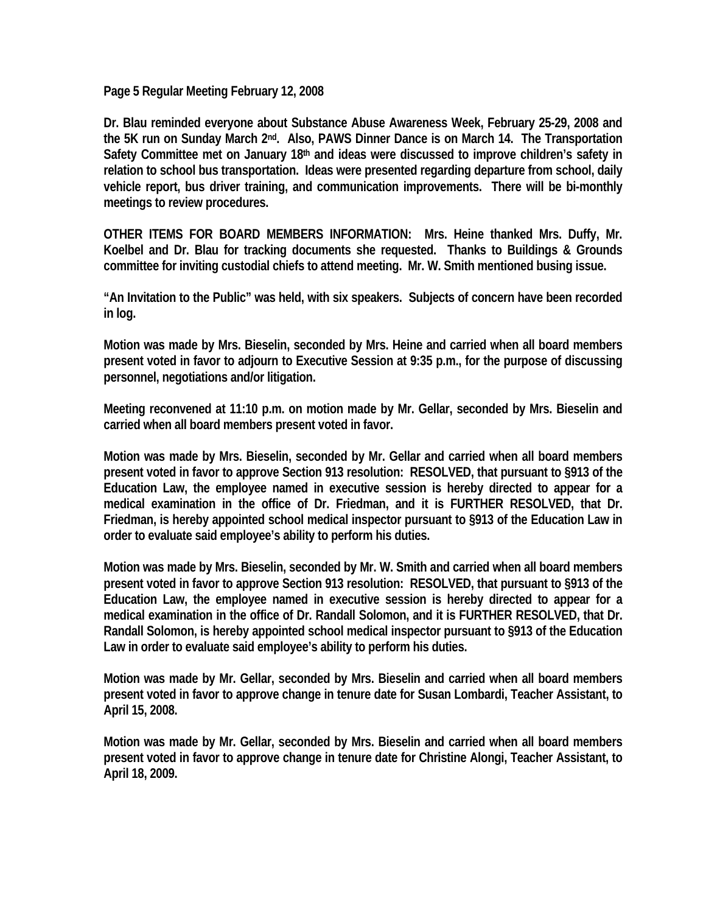Dr. Blau reminded everyone about Substance Abuse Awareness Week, February 25-29, 2008 and the 5K run on Sunday March 2nd. Also, PAWS Dinner Dance is on March 14. The Transportation Safety Committee met on January 18th and ideas were discussed to improve children's safety in relation to school bus transportation. Ideas were presented regarding departure from school, daily vehicle report, bus driver training, and communication improvements. There will be bi-monthly meetings to review procedures.

OTHER ITEMS FOR BOARD MEMBERS INFORMATION: Mrs. Heine thanked Mrs. Duffy, Mr. Koelbel and Dr. Blau for tracking documents she requested. Thanks to Buildings & Grounds committee for inviting custodial chiefs to attend meeting. Mr. W. Smith mentioned busing issue.

"An Invitation to the Public" was held, with six speakers. Subjects of concern have been recorded in log.

Motion was made by Mrs. Bieselin, seconded by Mrs. Heine and carried when all board members present voted in favor to adjourn to Executive Session at 9:35 p.m., for the purpose of discussing personnel, negotiations and/or litigation.

Meeting reconvened at 11:10 p.m. on motion made by Mr. Gellar, seconded by Mrs. Bieselin and carried when all board members present voted in favor.

Motion was made by Mrs. Bieselin, seconded by Mr. Gellar and carried when all board members present voted in favor to approve Section 913 resolution: RESOLVED, that pursuant to §913 of the Education Law, the employee named in executive session is hereby directed to appear for a medical examination in the office of Dr. Friedman, and it is FURTHER RESOLVED, that Dr. Friedman, is hereby appointed school medical inspector pursuant to §913 of the Education Law in order to evaluate said employee's ability to perform his duties.

Motion was made by Mrs. Bieselin, seconded by Mr. W. Smith and carried when all board members present voted in favor to approve Section 913 resolution: RESOLVED, that pursuant to §913 of the Education Law, the employee named in executive session is hereby directed to appear for a medical examination in the office of Dr. Randall Solomon, and it is FURTHER RESOLVED, that Dr. Randall Solomon, is hereby appointed school medical inspector pursuant to §913 of the Education Law in order to evaluate said employee's ability to perform his duties.

Motion was made by Mr. Gellar, seconded by Mrs. Bieselin and carried when all board members present voted in favor to approve change in tenure date for Susan Lombardi, Teacher Assistant, to April 15, 2008.

Motion was made by Mr. Gellar, seconded by Mrs. Bieselin and carried when all board members present voted in favor to approve change in tenure date for Christine Alongi, Teacher Assistant, to April 18, 2009.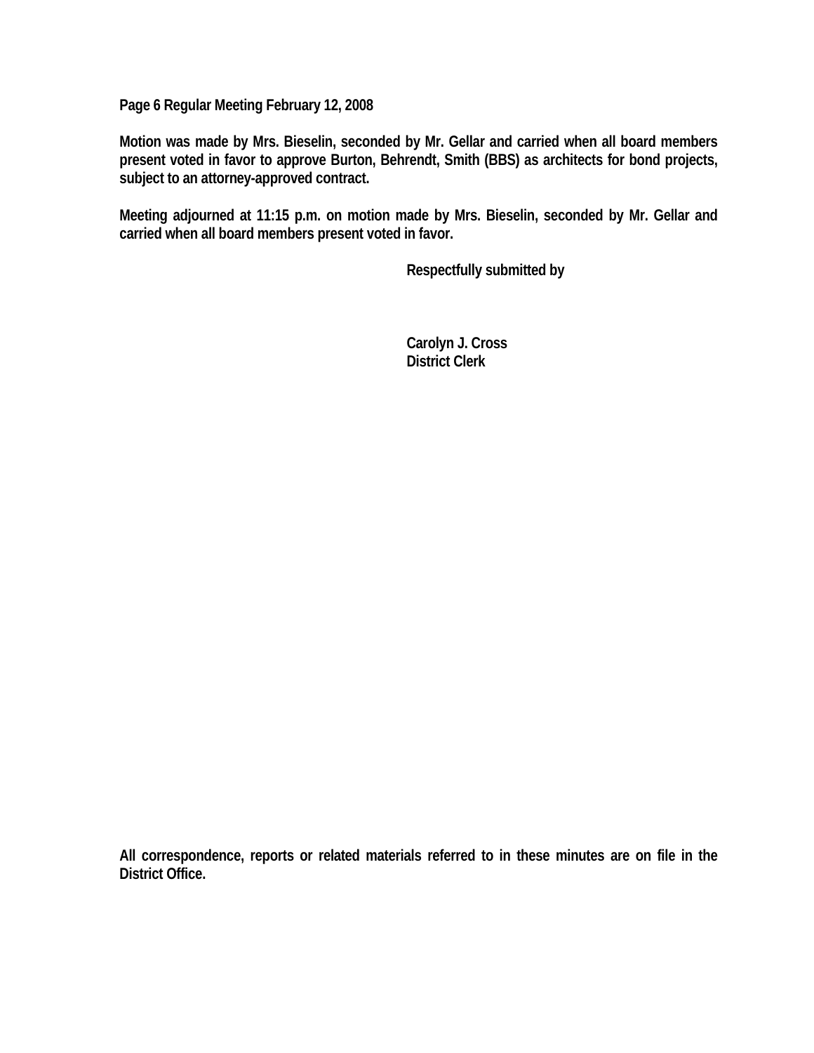**Page 6 Regular Meeting February 12, 2008**

**Motion was made by Mrs. Bieselin, seconded by Mr. Gellar and carried when all board members present voted in favor to approve Burton, Behrendt, Smith (BBS) as architects for bond projects, subject to an attorney-approved contract.**

**Meeting adjourned at 11:15 p.m. on motion made by Mrs. Bieselin, seconded by Mr. Gellar and carried when all board members present voted in favor.**

**Respectfully submitted by**

**Carolyn J. Cross**
**District Clerk**

**All correspondence, reports or related materials referred to in these minutes are on file in the District Office.**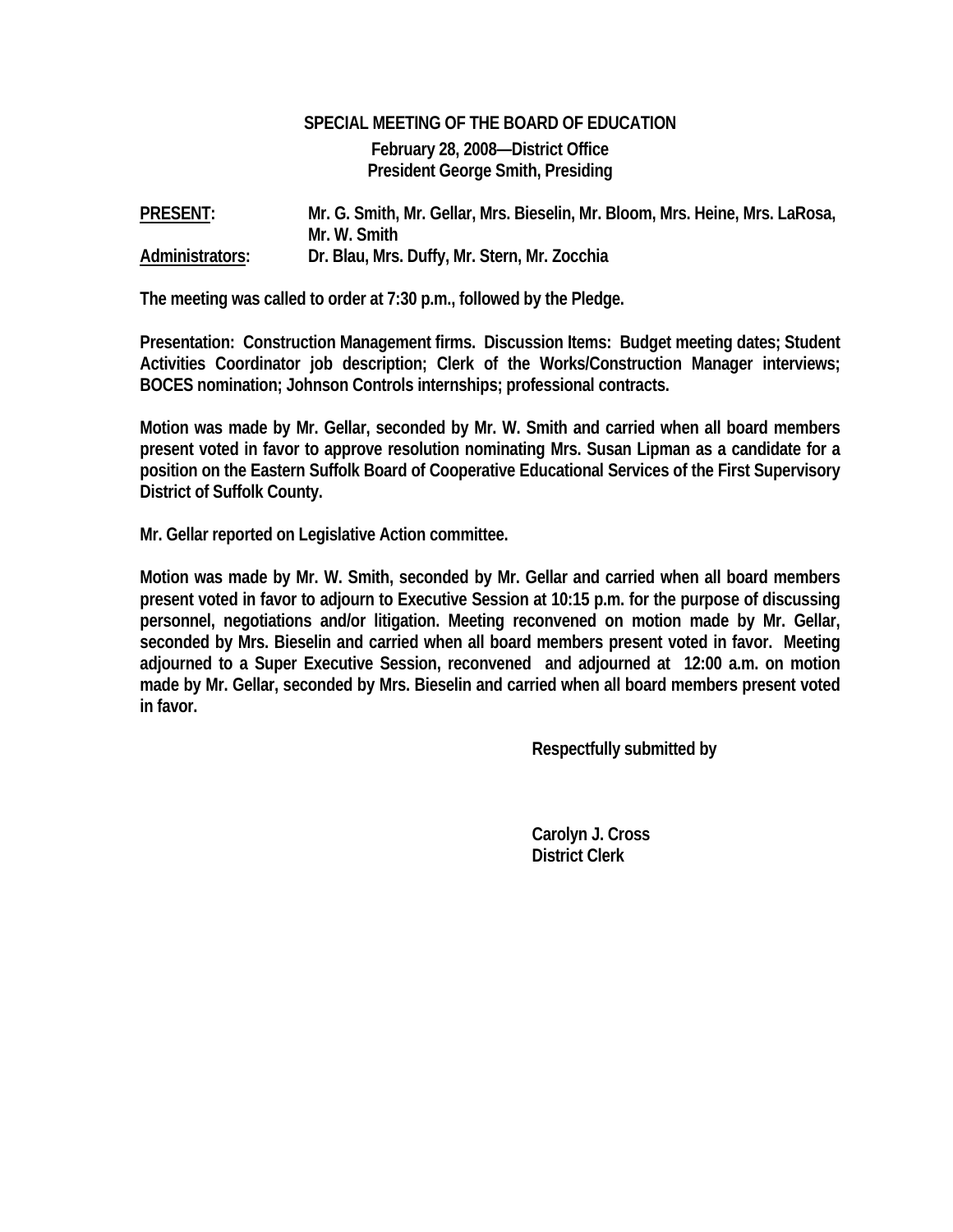# SPECIAL MEETING OF THE BOARD OF EDUCATION

**February 28, 2008—District Office**
**President George Smith, Presiding**

**PRESENT:** Mr. G. Smith, Mr. Gellar, Mrs. Bieselin, Mr. Bloom, Mrs. Heine, Mrs. LaRosa, Mr. W. Smith

**Administrators:** Dr. Blau, Mrs. Duffy, Mr. Stern, Mr. Zocchia

The meeting was called to order at 7:30 p.m., followed by the Pledge.

Presentation: Construction Management firms. Discussion Items: Budget meeting dates; Student Activities Coordinator job description; Clerk of the Works/Construction Manager interviews; BOCES nomination; Johnson Controls internships; professional contracts.

Motion was made by Mr. Gellar, seconded by Mr. W. Smith and carried when all board members present voted in favor to approve resolution nominating Mrs. Susan Lipman as a candidate for a position on the Eastern Suffolk Board of Cooperative Educational Services of the First Supervisory District of Suffolk County.

Mr. Gellar reported on Legislative Action committee.

Motion was made by Mr. W. Smith, seconded by Mr. Gellar and carried when all board members present voted in favor to adjourn to Executive Session at 10:15 p.m. for the purpose of discussing personnel, negotiations and/or litigation. Meeting reconvened on motion made by Mr. Gellar, seconded by Mrs. Bieselin and carried when all board members present voted in favor. Meeting adjourned to a Super Executive Session, reconvened and adjourned at 12:00 a.m. on motion made by Mr. Gellar, seconded by Mrs. Bieselin and carried when all board members present voted in favor.

Respectfully submitted by

Carolyn J. Cross
District Clerk